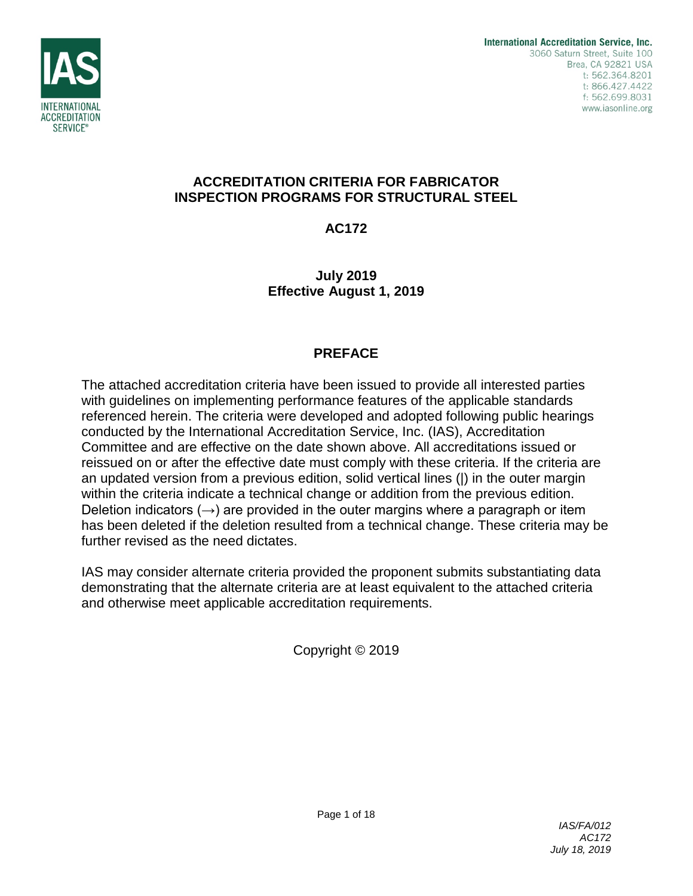**International Accreditation Service, Inc.**
3060 Saturn Street, Suite 100
Brea, CA 92821 USA
t: 562.364.8201
t: 866.427.4422
f: 562.699.8031
www.iasonline.org

# ACCREDITATION CRITERIA FOR FABRICATOR INSPECTION PROGRAMS FOR STRUCTURAL STEEL

## AC172

**July 2019**
**Effective August 1, 2019**

## PREFACE

The attached accreditation criteria have been issued to provide all interested parties with guidelines on implementing performance features of the applicable standards referenced herein. The criteria were developed and adopted following public hearings conducted by the International Accreditation Service, Inc. (IAS), Accreditation Committee and are effective on the date shown above. All accreditations issued or reissued on or after the effective date must comply with these criteria. If the criteria are an updated version from a previous edition, solid vertical lines (|) in the outer margin within the criteria indicate a technical change or addition from the previous edition. Deletion indicators (→) are provided in the outer margins where a paragraph or item has been deleted if the deletion resulted from a technical change. These criteria may be further revised as the need dictates.

IAS may consider alternate criteria provided the proponent submits substantiating data demonstrating that the alternate criteria are at least equivalent to the attached criteria and otherwise meet applicable accreditation requirements.

Copyright © 2019

*IAS/FA/012*
*AC172*
*July 18, 2019*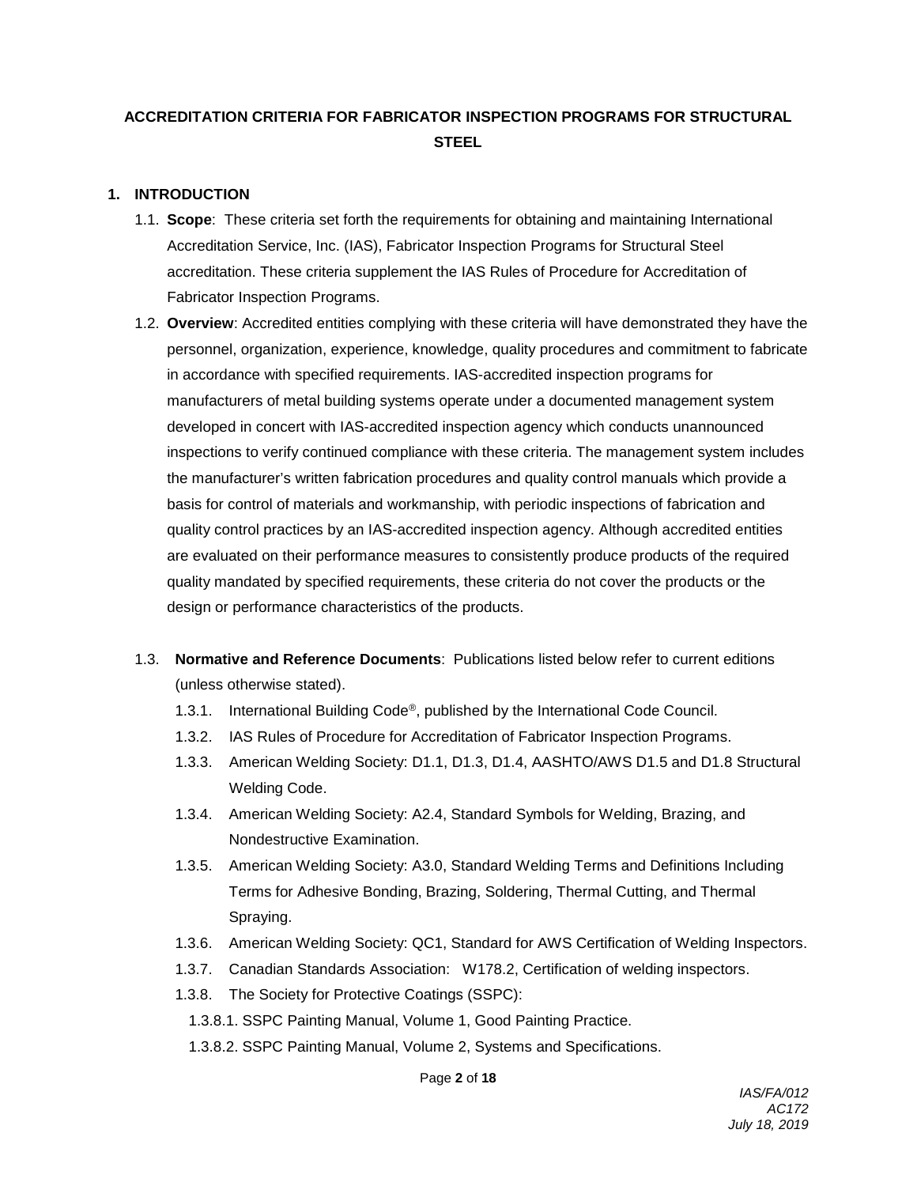# ACCREDITATION CRITERIA FOR FABRICATOR INSPECTION PROGRAMS FOR STRUCTURAL STEEL

## 1. INTRODUCTION

1.1. **Scope**: These criteria set forth the requirements for obtaining and maintaining International Accreditation Service, Inc. (IAS), Fabricator Inspection Programs for Structural Steel accreditation. These criteria supplement the IAS Rules of Procedure for Accreditation of Fabricator Inspection Programs.

1.2. **Overview**: Accredited entities complying with these criteria will have demonstrated they have the personnel, organization, experience, knowledge, quality procedures and commitment to fabricate in accordance with specified requirements. IAS-accredited inspection programs for manufacturers of metal building systems operate under a documented management system developed in concert with IAS-accredited inspection agency which conducts unannounced inspections to verify continued compliance with these criteria. The management system includes the manufacturer's written fabrication procedures and quality control manuals which provide a basis for control of materials and workmanship, with periodic inspections of fabrication and quality control practices by an IAS-accredited inspection agency. Although accredited entities are evaluated on their performance measures to consistently produce products of the required quality mandated by specified requirements, these criteria do not cover the products or the design or performance characteristics of the products.

1.3. **Normative and Reference Documents**: Publications listed below refer to current editions (unless otherwise stated).

1.3.1. International Building Code®, published by the International Code Council.

1.3.2. IAS Rules of Procedure for Accreditation of Fabricator Inspection Programs.

1.3.3. American Welding Society: D1.1, D1.3, D1.4, AASHTO/AWS D1.5 and D1.8 Structural Welding Code.

1.3.4. American Welding Society: A2.4, Standard Symbols for Welding, Brazing, and Nondestructive Examination.

1.3.5. American Welding Society: A3.0, Standard Welding Terms and Definitions Including Terms for Adhesive Bonding, Brazing, Soldering, Thermal Cutting, and Thermal Spraying.

1.3.6. American Welding Society: QC1, Standard for AWS Certification of Welding Inspectors.

1.3.7. Canadian Standards Association: W178.2, Certification of welding inspectors.

1.3.8. The Society for Protective Coatings (SSPC):

1.3.8.1. SSPC Painting Manual, Volume 1, Good Painting Practice.

1.3.8.2. SSPC Painting Manual, Volume 2, Systems and Specifications.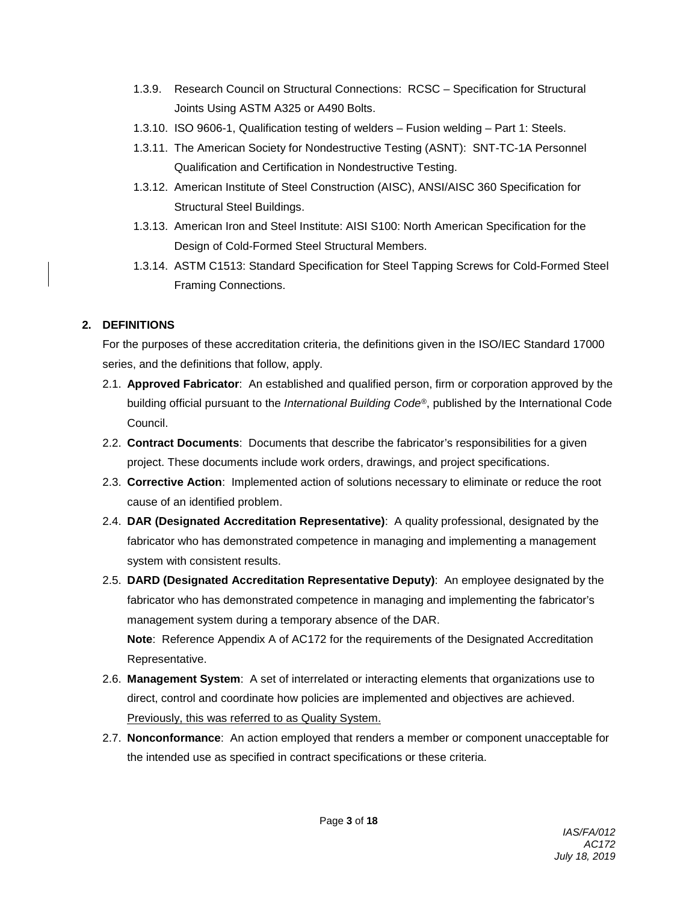1.3.9. Research Council on Structural Connections: RCSC – Specification for Structural Joints Using ASTM A325 or A490 Bolts.

1.3.10. ISO 9606-1, Qualification testing of welders – Fusion welding – Part 1: Steels.

1.3.11. The American Society for Nondestructive Testing (ASNT): SNT-TC-1A Personnel Qualification and Certification in Nondestructive Testing.

1.3.12. American Institute of Steel Construction (AISC), ANSI/AISC 360 Specification for Structural Steel Buildings.

1.3.13. American Iron and Steel Institute: AISI S100: North American Specification for the Design of Cold-Formed Steel Structural Members.

1.3.14. ASTM C1513: Standard Specification for Steel Tapping Screws for Cold-Formed Steel Framing Connections.

## 2. DEFINITIONS

For the purposes of these accreditation criteria, the definitions given in the ISO/IEC Standard 17000 series, and the definitions that follow, apply.

2.1. **Approved Fabricator**: An established and qualified person, firm or corporation approved by the building official pursuant to the *International Building Code®*, published by the International Code Council.

2.2. **Contract Documents**: Documents that describe the fabricator's responsibilities for a given project. These documents include work orders, drawings, and project specifications.

2.3. **Corrective Action**: Implemented action of solutions necessary to eliminate or reduce the root cause of an identified problem.

2.4. **DAR (Designated Accreditation Representative)**: A quality professional, designated by the fabricator who has demonstrated competence in managing and implementing a management system with consistent results.

2.5. **DARD (Designated Accreditation Representative Deputy)**: An employee designated by the fabricator who has demonstrated competence in managing and implementing the fabricator's management system during a temporary absence of the DAR.

**Note**: Reference Appendix A of AC172 for the requirements of the Designated Accreditation Representative.

2.6. **Management System**: A set of interrelated or interacting elements that organizations use to direct, control and coordinate how policies are implemented and objectives are achieved. Previously, this was referred to as Quality System.

2.7. **Nonconformance**: An action employed that renders a member or component unacceptable for the intended use as specified in contract specifications or these criteria.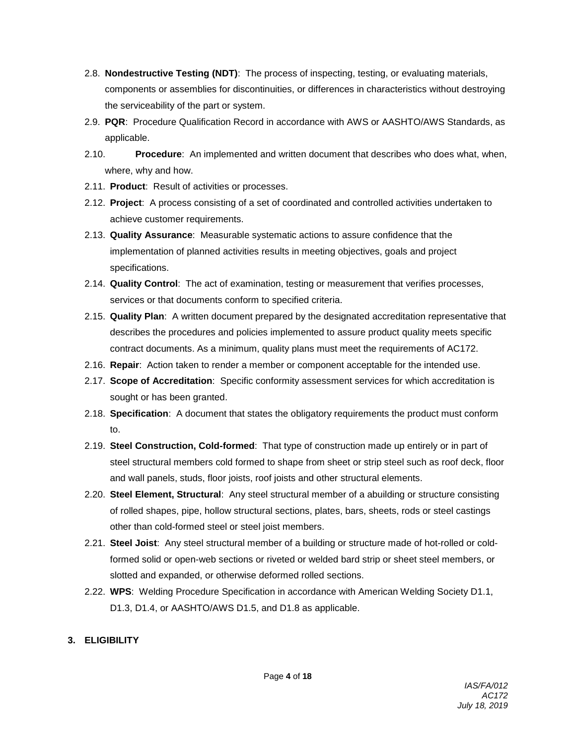2.8. **Nondestructive Testing (NDT)**: The process of inspecting, testing, or evaluating materials, components or assemblies for discontinuities, or differences in characteristics without destroying the serviceability of the part or system.

2.9. **PQR**: Procedure Qualification Record in accordance with AWS or AASHTO/AWS Standards, as applicable.

2.10. **Procedure**: An implemented and written document that describes who does what, when, where, why and how.

2.11. **Product**: Result of activities or processes.

2.12. **Project**: A process consisting of a set of coordinated and controlled activities undertaken to achieve customer requirements.

2.13. **Quality Assurance**: Measurable systematic actions to assure confidence that the implementation of planned activities results in meeting objectives, goals and project specifications.

2.14. **Quality Control**: The act of examination, testing or measurement that verifies processes, services or that documents conform to specified criteria.

2.15. **Quality Plan**: A written document prepared by the designated accreditation representative that describes the procedures and policies implemented to assure product quality meets specific contract documents. As a minimum, quality plans must meet the requirements of AC172.

2.16. **Repair**: Action taken to render a member or component acceptable for the intended use.

2.17. **Scope of Accreditation**: Specific conformity assessment services for which accreditation is sought or has been granted.

2.18. **Specification**: A document that states the obligatory requirements the product must conform to.

2.19. **Steel Construction, Cold-formed**: That type of construction made up entirely or in part of steel structural members cold formed to shape from sheet or strip steel such as roof deck, floor and wall panels, studs, floor joists, roof joists and other structural elements.

2.20. **Steel Element, Structural**: Any steel structural member of a abuilding or structure consisting of rolled shapes, pipe, hollow structural sections, plates, bars, sheets, rods or steel castings other than cold-formed steel or steel joist members.

2.21. **Steel Joist**: Any steel structural member of a building or structure made of hot-rolled or cold-formed solid or open-web sections or riveted or welded bard strip or sheet steel members, or slotted and expanded, or otherwise deformed rolled sections.

2.22. **WPS**: Welding Procedure Specification in accordance with American Welding Society D1.1, D1.3, D1.4, or AASHTO/AWS D1.5, and D1.8 as applicable.

## 3. ELIGIBILITY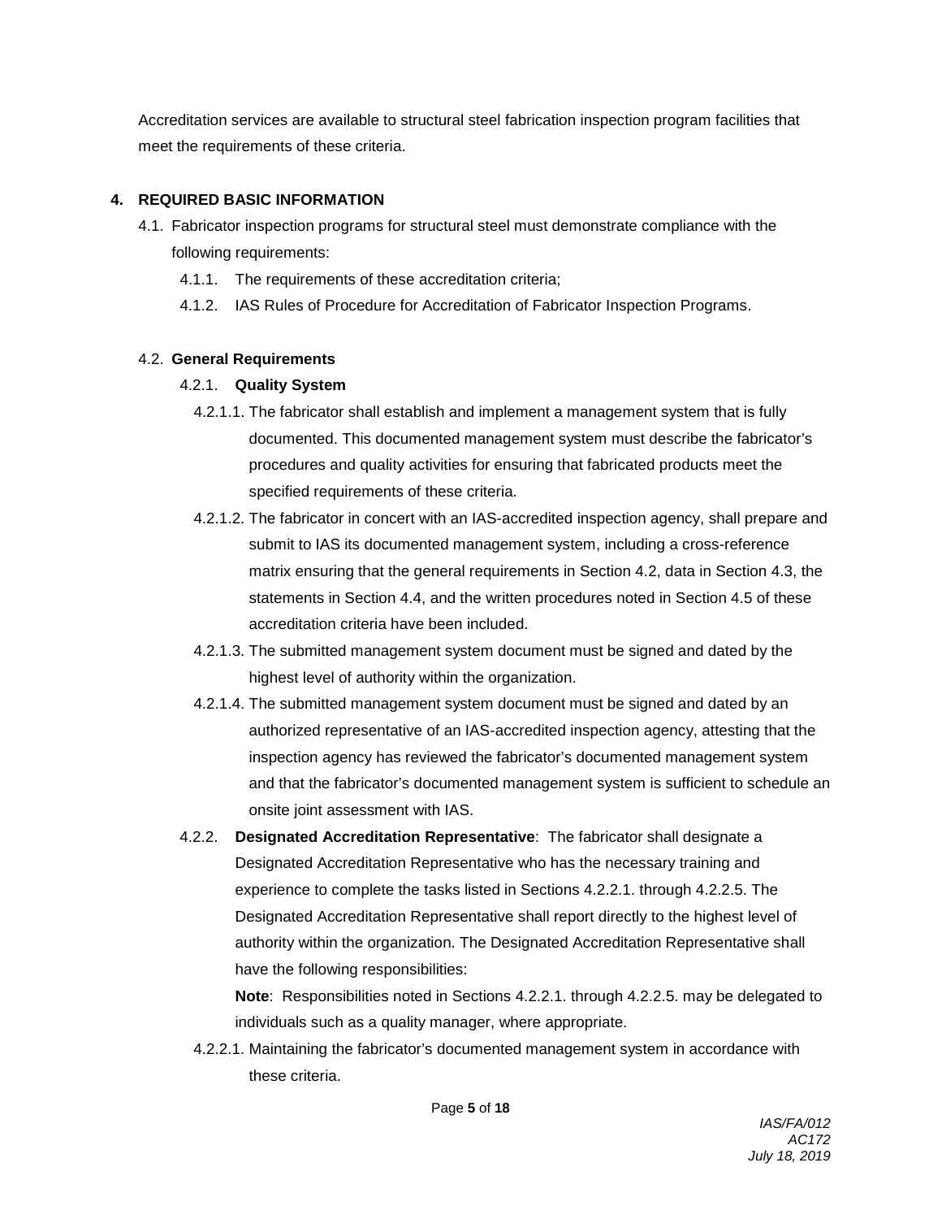Accreditation services are available to structural steel fabrication inspection program facilities that meet the requirements of these criteria.

## 4. REQUIRED BASIC INFORMATION

4.1. Fabricator inspection programs for structural steel must demonstrate compliance with the following requirements:

4.1.1. The requirements of these accreditation criteria;

4.1.2. IAS Rules of Procedure for Accreditation of Fabricator Inspection Programs.

4.2. **General Requirements**

4.2.1. **Quality System**

4.2.1.1. The fabricator shall establish and implement a management system that is fully documented. This documented management system must describe the fabricator's procedures and quality activities for ensuring that fabricated products meet the specified requirements of these criteria.

4.2.1.2. The fabricator in concert with an IAS-accredited inspection agency, shall prepare and submit to IAS its documented management system, including a cross-reference matrix ensuring that the general requirements in Section 4.2, data in Section 4.3, the statements in Section 4.4, and the written procedures noted in Section 4.5 of these accreditation criteria have been included.

4.2.1.3. The submitted management system document must be signed and dated by the highest level of authority within the organization.

4.2.1.4. The submitted management system document must be signed and dated by an authorized representative of an IAS-accredited inspection agency, attesting that the inspection agency has reviewed the fabricator's documented management system and that the fabricator's documented management system is sufficient to schedule an onsite joint assessment with IAS.

4.2.2. **Designated Accreditation Representative**: The fabricator shall designate a Designated Accreditation Representative who has the necessary training and experience to complete the tasks listed in Sections 4.2.2.1. through 4.2.2.5. The Designated Accreditation Representative shall report directly to the highest level of authority within the organization. The Designated Accreditation Representative shall have the following responsibilities:

**Note**: Responsibilities noted in Sections 4.2.2.1. through 4.2.2.5. may be delegated to individuals such as a quality manager, where appropriate.

4.2.2.1. Maintaining the fabricator's documented management system in accordance with these criteria.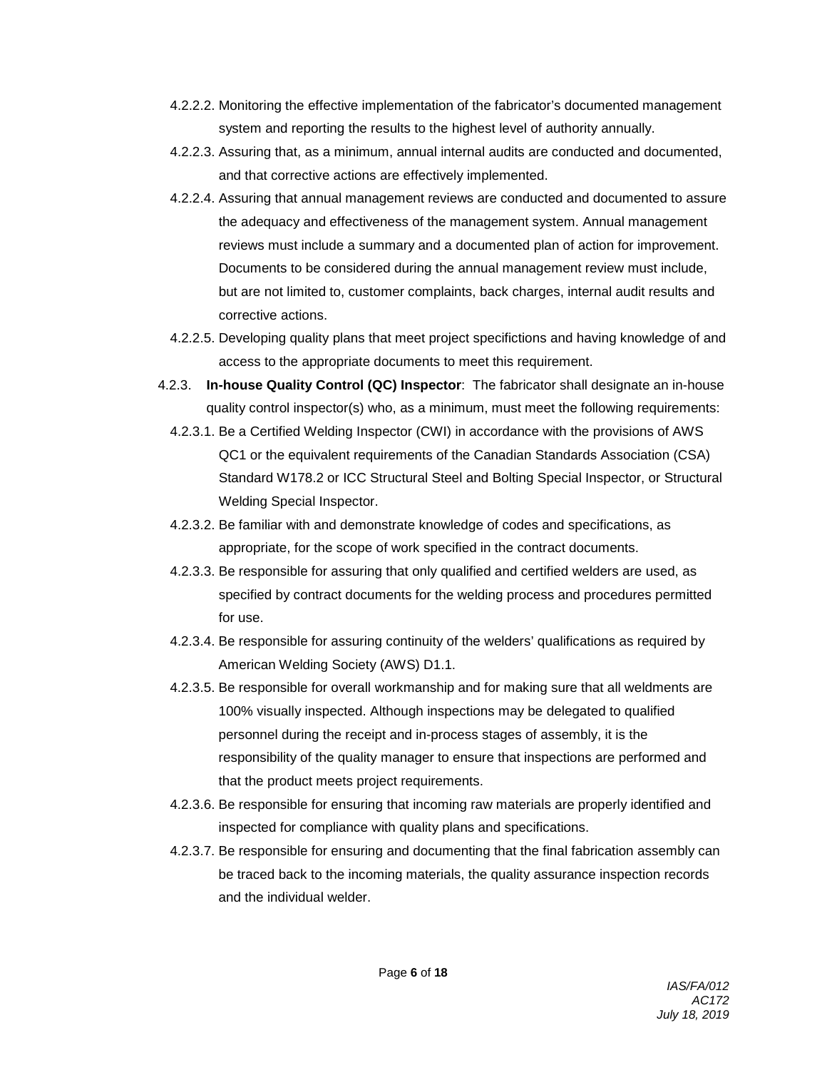4.2.2.2. Monitoring the effective implementation of the fabricator's documented management system and reporting the results to the highest level of authority annually.

4.2.2.3. Assuring that, as a minimum, annual internal audits are conducted and documented, and that corrective actions are effectively implemented.

4.2.2.4. Assuring that annual management reviews are conducted and documented to assure the adequacy and effectiveness of the management system. Annual management reviews must include a summary and a documented plan of action for improvement. Documents to be considered during the annual management review must include, but are not limited to, customer complaints, back charges, internal audit results and corrective actions.

4.2.2.5. Developing quality plans that meet project specifictions and having knowledge of and access to the appropriate documents to meet this requirement.

4.2.3. **In-house Quality Control (QC) Inspector**: The fabricator shall designate an in-house quality control inspector(s) who, as a minimum, must meet the following requirements:

4.2.3.1. Be a Certified Welding Inspector (CWI) in accordance with the provisions of AWS QC1 or the equivalent requirements of the Canadian Standards Association (CSA) Standard W178.2 or ICC Structural Steel and Bolting Special Inspector, or Structural Welding Special Inspector.

4.2.3.2. Be familiar with and demonstrate knowledge of codes and specifications, as appropriate, for the scope of work specified in the contract documents.

4.2.3.3. Be responsible for assuring that only qualified and certified welders are used, as specified by contract documents for the welding process and procedures permitted for use.

4.2.3.4. Be responsible for assuring continuity of the welders' qualifications as required by American Welding Society (AWS) D1.1.

4.2.3.5. Be responsible for overall workmanship and for making sure that all weldments are 100% visually inspected. Although inspections may be delegated to qualified personnel during the receipt and in-process stages of assembly, it is the responsibility of the quality manager to ensure that inspections are performed and that the product meets project requirements.

4.2.3.6. Be responsible for ensuring that incoming raw materials are properly identified and inspected for compliance with quality plans and specifications.

4.2.3.7. Be responsible for ensuring and documenting that the final fabrication assembly can be traced back to the incoming materials, the quality assurance inspection records and the individual welder.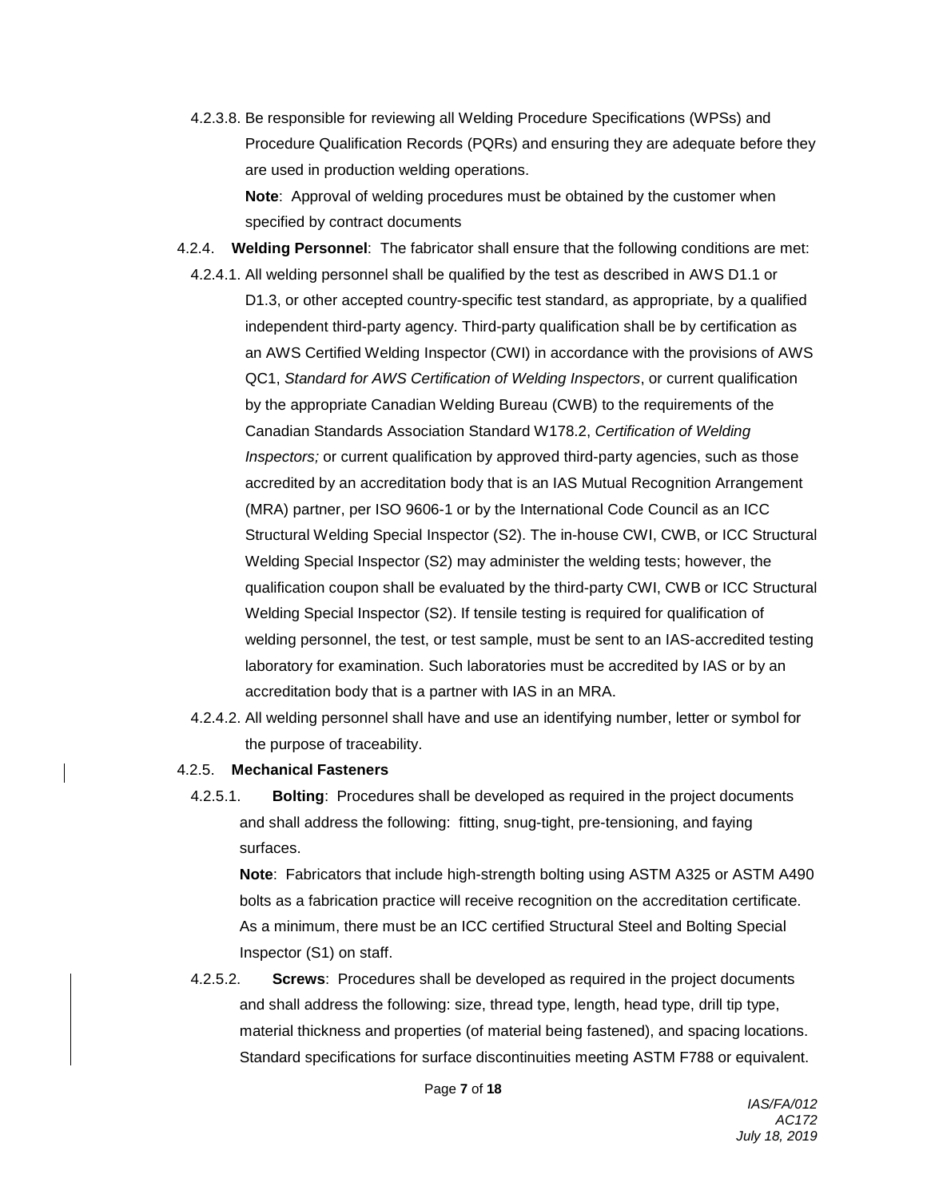4.2.3.8. Be responsible for reviewing all Welding Procedure Specifications (WPSs) and Procedure Qualification Records (PQRs) and ensuring they are adequate before they are used in production welding operations.

**Note**: Approval of welding procedures must be obtained by the customer when specified by contract documents

4.2.4. **Welding Personnel**: The fabricator shall ensure that the following conditions are met:

4.2.4.1. All welding personnel shall be qualified by the test as described in AWS D1.1 or D1.3, or other accepted country-specific test standard, as appropriate, by a qualified independent third-party agency. Third-party qualification shall be by certification as an AWS Certified Welding Inspector (CWI) in accordance with the provisions of AWS QC1, *Standard for AWS Certification of Welding Inspectors*, or current qualification by the appropriate Canadian Welding Bureau (CWB) to the requirements of the Canadian Standards Association Standard W178.2, *Certification of Welding Inspectors;* or current qualification by approved third-party agencies, such as those accredited by an accreditation body that is an IAS Mutual Recognition Arrangement (MRA) partner, per ISO 9606-1 or by the International Code Council as an ICC Structural Welding Special Inspector (S2). The in-house CWI, CWB, or ICC Structural Welding Special Inspector (S2) may administer the welding tests; however, the qualification coupon shall be evaluated by the third-party CWI, CWB or ICC Structural Welding Special Inspector (S2). If tensile testing is required for qualification of welding personnel, the test, or test sample, must be sent to an IAS-accredited testing laboratory for examination. Such laboratories must be accredited by IAS or by an accreditation body that is a partner with IAS in an MRA.

4.2.4.2. All welding personnel shall have and use an identifying number, letter or symbol for the purpose of traceability.

4.2.5. **Mechanical Fasteners**

4.2.5.1. **Bolting**: Procedures shall be developed as required in the project documents and shall address the following: fitting, snug-tight, pre-tensioning, and faying surfaces.

**Note**: Fabricators that include high-strength bolting using ASTM A325 or ASTM A490 bolts as a fabrication practice will receive recognition on the accreditation certificate. As a minimum, there must be an ICC certified Structural Steel and Bolting Special Inspector (S1) on staff.

4.2.5.2. **Screws**: Procedures shall be developed as required in the project documents and shall address the following: size, thread type, length, head type, drill tip type, material thickness and properties (of material being fastened), and spacing locations. Standard specifications for surface discontinuities meeting ASTM F788 or equivalent.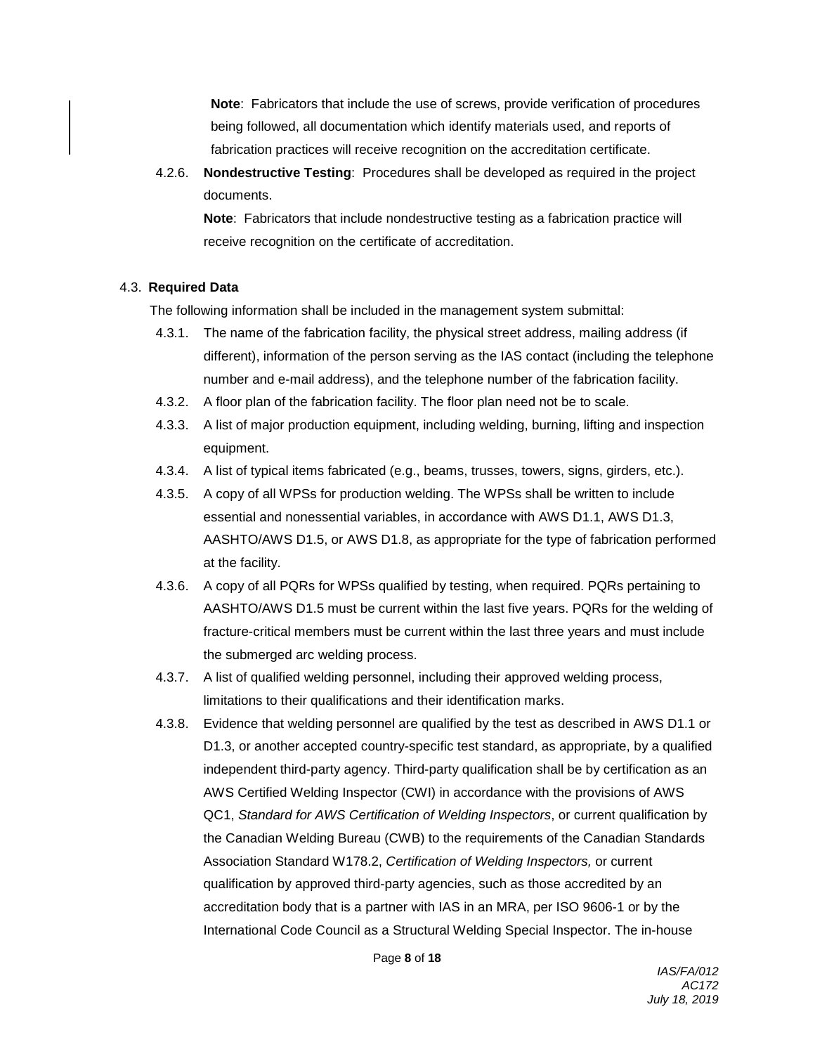**Note**: Fabricators that include the use of screws, provide verification of procedures being followed, all documentation which identify materials used, and reports of fabrication practices will receive recognition on the accreditation certificate.

4.2.6. **Nondestructive Testing**: Procedures shall be developed as required in the project documents.

**Note**: Fabricators that include nondestructive testing as a fabrication practice will receive recognition on the certificate of accreditation.

4.3. **Required Data**

The following information shall be included in the management system submittal:

4.3.1. The name of the fabrication facility, the physical street address, mailing address (if different), information of the person serving as the IAS contact (including the telephone number and e-mail address), and the telephone number of the fabrication facility.

4.3.2. A floor plan of the fabrication facility. The floor plan need not be to scale.

4.3.3. A list of major production equipment, including welding, burning, lifting and inspection equipment.

4.3.4. A list of typical items fabricated (e.g., beams, trusses, towers, signs, girders, etc.).

4.3.5. A copy of all WPSs for production welding. The WPSs shall be written to include essential and nonessential variables, in accordance with AWS D1.1, AWS D1.3, AASHTO/AWS D1.5, or AWS D1.8, as appropriate for the type of fabrication performed at the facility.

4.3.6. A copy of all PQRs for WPSs qualified by testing, when required. PQRs pertaining to AASHTO/AWS D1.5 must be current within the last five years. PQRs for the welding of fracture-critical members must be current within the last three years and must include the submerged arc welding process.

4.3.7. A list of qualified welding personnel, including their approved welding process, limitations to their qualifications and their identification marks.

4.3.8. Evidence that welding personnel are qualified by the test as described in AWS D1.1 or D1.3, or another accepted country-specific test standard, as appropriate, by a qualified independent third-party agency. Third-party qualification shall be by certification as an AWS Certified Welding Inspector (CWI) in accordance with the provisions of AWS QC1, *Standard for AWS Certification of Welding Inspectors*, or current qualification by the Canadian Welding Bureau (CWB) to the requirements of the Canadian Standards Association Standard W178.2, *Certification of Welding Inspectors,* or current qualification by approved third-party agencies, such as those accredited by an accreditation body that is a partner with IAS in an MRA, per ISO 9606-1 or by the International Code Council as a Structural Welding Special Inspector. The in-house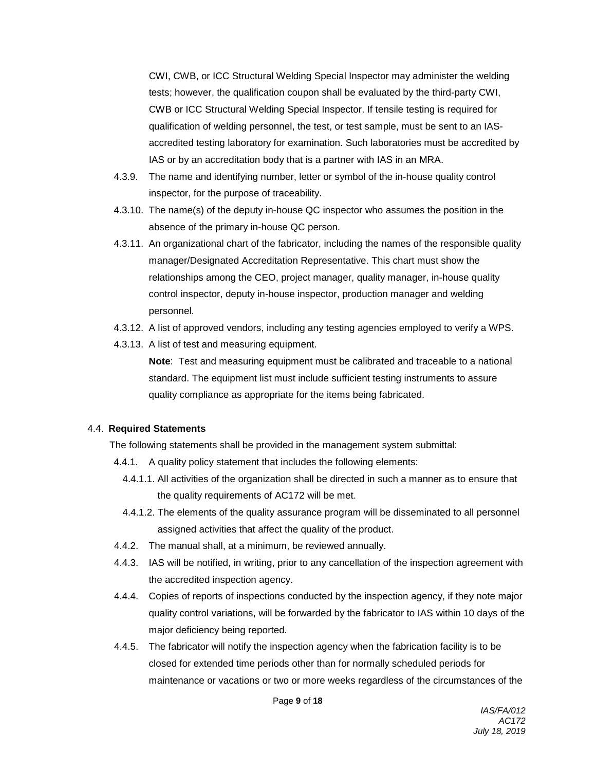CWI, CWB, or ICC Structural Welding Special Inspector may administer the welding tests; however, the qualification coupon shall be evaluated by the third-party CWI, CWB or ICC Structural Welding Special Inspector. If tensile testing is required for qualification of welding personnel, the test, or test sample, must be sent to an IAS-accredited testing laboratory for examination. Such laboratories must be accredited by IAS or by an accreditation body that is a partner with IAS in an MRA.

4.3.9. The name and identifying number, letter or symbol of the in-house quality control inspector, for the purpose of traceability.

4.3.10. The name(s) of the deputy in-house QC inspector who assumes the position in the absence of the primary in-house QC person.

4.3.11. An organizational chart of the fabricator, including the names of the responsible quality manager/Designated Accreditation Representative. This chart must show the relationships among the CEO, project manager, quality manager, in-house quality control inspector, deputy in-house inspector, production manager and welding personnel.

4.3.12. A list of approved vendors, including any testing agencies employed to verify a WPS.

4.3.13. A list of test and measuring equipment.

**Note**: Test and measuring equipment must be calibrated and traceable to a national standard. The equipment list must include sufficient testing instruments to assure quality compliance as appropriate for the items being fabricated.

4.4. **Required Statements**

The following statements shall be provided in the management system submittal:

4.4.1. A quality policy statement that includes the following elements:

4.4.1.1. All activities of the organization shall be directed in such a manner as to ensure that the quality requirements of AC172 will be met.

4.4.1.2. The elements of the quality assurance program will be disseminated to all personnel assigned activities that affect the quality of the product.

4.4.2. The manual shall, at a minimum, be reviewed annually.

4.4.3. IAS will be notified, in writing, prior to any cancellation of the inspection agreement with the accredited inspection agency.

4.4.4. Copies of reports of inspections conducted by the inspection agency, if they note major quality control variations, will be forwarded by the fabricator to IAS within 10 days of the major deficiency being reported.

4.4.5. The fabricator will notify the inspection agency when the fabrication facility is to be closed for extended time periods other than for normally scheduled periods for maintenance or vacations or two or more weeks regardless of the circumstances of the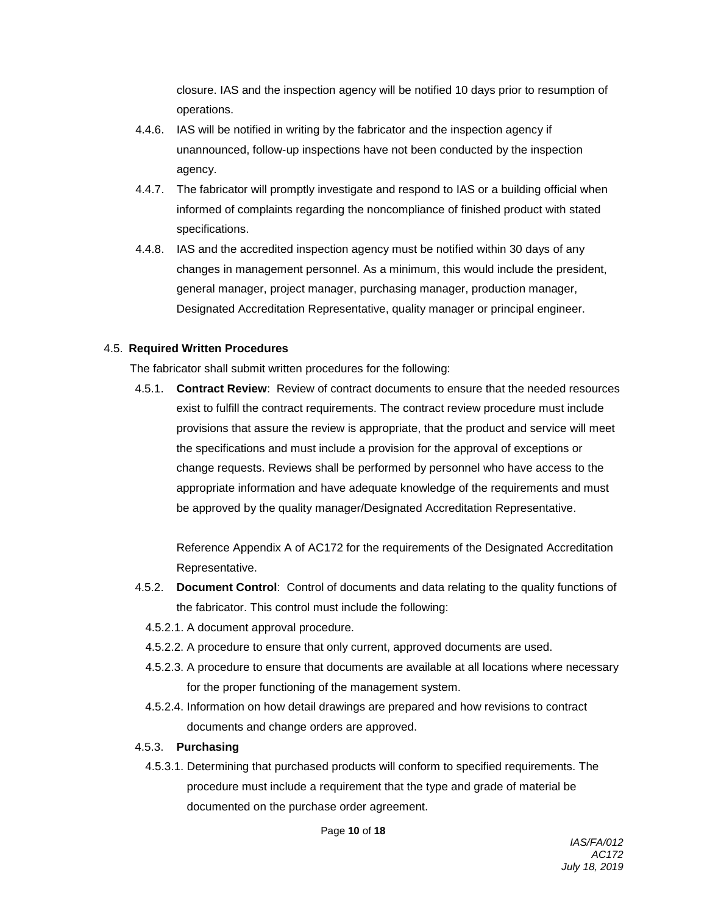closure. IAS and the inspection agency will be notified 10 days prior to resumption of operations.

4.4.6. IAS will be notified in writing by the fabricator and the inspection agency if unannounced, follow-up inspections have not been conducted by the inspection agency.

4.4.7. The fabricator will promptly investigate and respond to IAS or a building official when informed of complaints regarding the noncompliance of finished product with stated specifications.

4.4.8. IAS and the accredited inspection agency must be notified within 30 days of any changes in management personnel. As a minimum, this would include the president, general manager, project manager, purchasing manager, production manager, Designated Accreditation Representative, quality manager or principal engineer.

4.5. **Required Written Procedures**

The fabricator shall submit written procedures for the following:

4.5.1. **Contract Review**: Review of contract documents to ensure that the needed resources exist to fulfill the contract requirements. The contract review procedure must include provisions that assure the review is appropriate, that the product and service will meet the specifications and must include a provision for the approval of exceptions or change requests. Reviews shall be performed by personnel who have access to the appropriate information and have adequate knowledge of the requirements and must be approved by the quality manager/Designated Accreditation Representative.

Reference Appendix A of AC172 for the requirements of the Designated Accreditation Representative.

4.5.2. **Document Control**: Control of documents and data relating to the quality functions of the fabricator. This control must include the following:

4.5.2.1. A document approval procedure.

4.5.2.2. A procedure to ensure that only current, approved documents are used.

4.5.2.3. A procedure to ensure that documents are available at all locations where necessary for the proper functioning of the management system.

4.5.2.4. Information on how detail drawings are prepared and how revisions to contract documents and change orders are approved.

4.5.3. **Purchasing**

4.5.3.1. Determining that purchased products will conform to specified requirements. The procedure must include a requirement that the type and grade of material be documented on the purchase order agreement.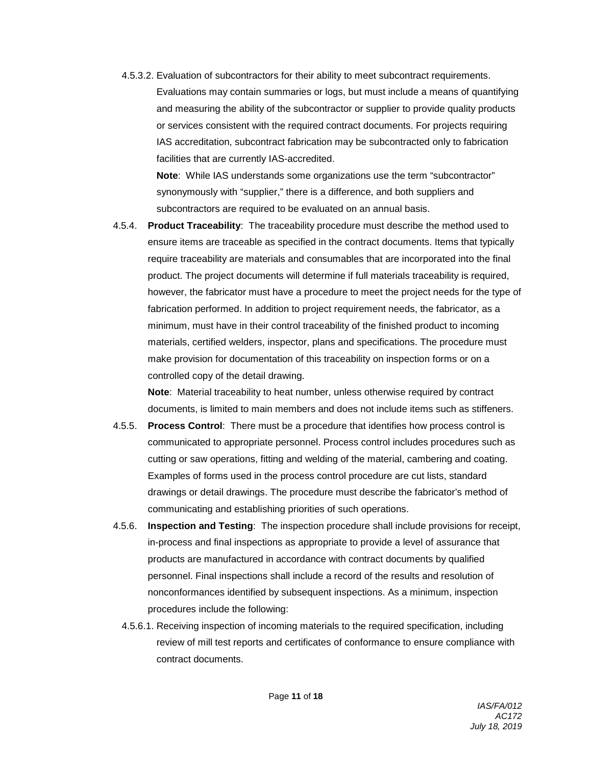4.5.3.2. Evaluation of subcontractors for their ability to meet subcontract requirements. Evaluations may contain summaries or logs, but must include a means of quantifying and measuring the ability of the subcontractor or supplier to provide quality products or services consistent with the required contract documents. For projects requiring IAS accreditation, subcontract fabrication may be subcontracted only to fabrication facilities that are currently IAS-accredited.

**Note**: While IAS understands some organizations use the term "subcontractor" synonymously with "supplier," there is a difference, and both suppliers and subcontractors are required to be evaluated on an annual basis.

4.5.4. **Product Traceability**: The traceability procedure must describe the method used to ensure items are traceable as specified in the contract documents. Items that typically require traceability are materials and consumables that are incorporated into the final product. The project documents will determine if full materials traceability is required, however, the fabricator must have a procedure to meet the project needs for the type of fabrication performed. In addition to project requirement needs, the fabricator, as a minimum, must have in their control traceability of the finished product to incoming materials, certified welders, inspector, plans and specifications. The procedure must make provision for documentation of this traceability on inspection forms or on a controlled copy of the detail drawing.

**Note**: Material traceability to heat number, unless otherwise required by contract documents, is limited to main members and does not include items such as stiffeners.

4.5.5. **Process Control**: There must be a procedure that identifies how process control is communicated to appropriate personnel. Process control includes procedures such as cutting or saw operations, fitting and welding of the material, cambering and coating. Examples of forms used in the process control procedure are cut lists, standard drawings or detail drawings. The procedure must describe the fabricator's method of communicating and establishing priorities of such operations.

4.5.6. **Inspection and Testing**: The inspection procedure shall include provisions for receipt, in-process and final inspections as appropriate to provide a level of assurance that products are manufactured in accordance with contract documents by qualified personnel. Final inspections shall include a record of the results and resolution of nonconformances identified by subsequent inspections. As a minimum, inspection procedures include the following:

4.5.6.1. Receiving inspection of incoming materials to the required specification, including review of mill test reports and certificates of conformance to ensure compliance with contract documents.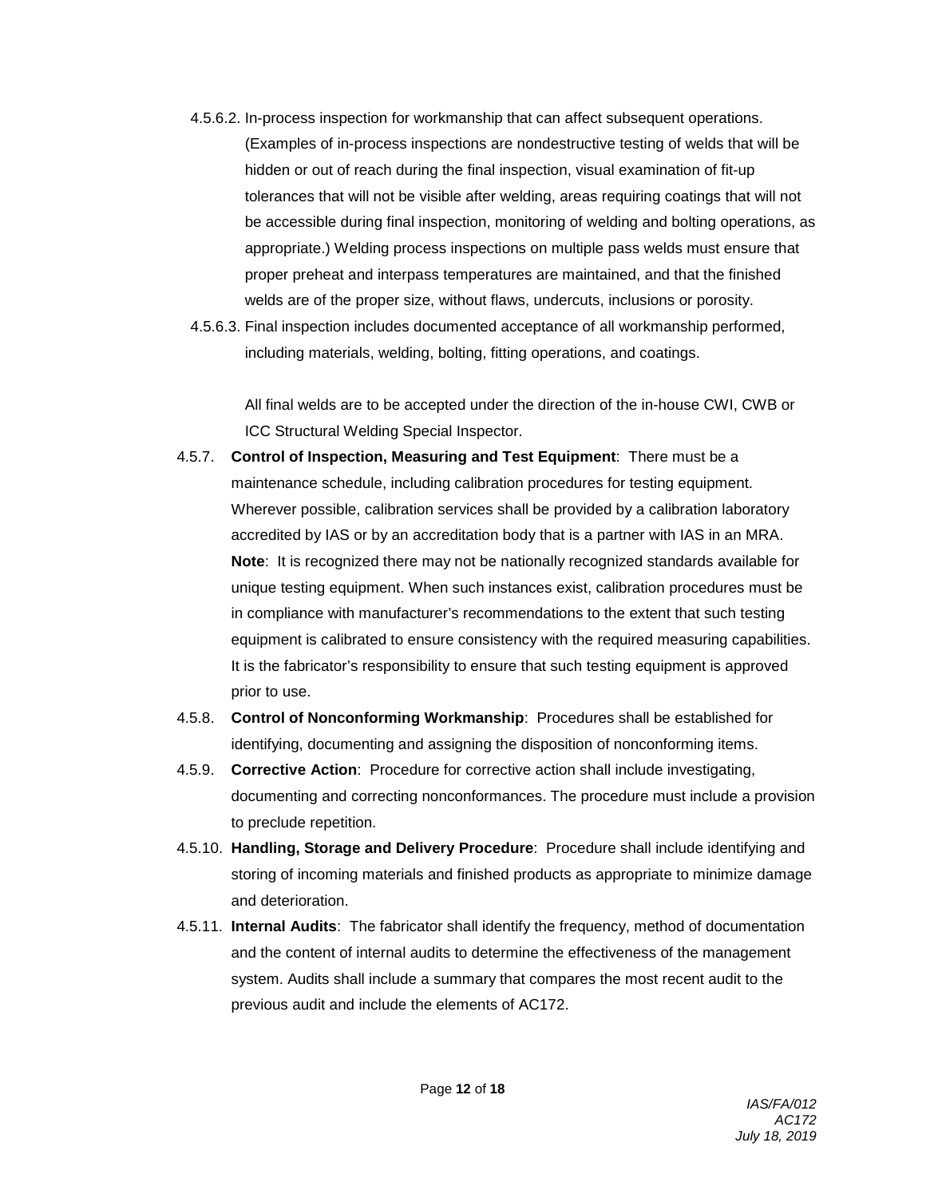4.5.6.2. In-process inspection for workmanship that can affect subsequent operations. (Examples of in-process inspections are nondestructive testing of welds that will be hidden or out of reach during the final inspection, visual examination of fit-up tolerances that will not be visible after welding, areas requiring coatings that will not be accessible during final inspection, monitoring of welding and bolting operations, as appropriate.) Welding process inspections on multiple pass welds must ensure that proper preheat and interpass temperatures are maintained, and that the finished welds are of the proper size, without flaws, undercuts, inclusions or porosity.

4.5.6.3. Final inspection includes documented acceptance of all workmanship performed, including materials, welding, bolting, fitting operations, and coatings.

All final welds are to be accepted under the direction of the in-house CWI, CWB or ICC Structural Welding Special Inspector.

4.5.7. **Control of Inspection, Measuring and Test Equipment**: There must be a maintenance schedule, including calibration procedures for testing equipment. Wherever possible, calibration services shall be provided by a calibration laboratory accredited by IAS or by an accreditation body that is a partner with IAS in an MRA. **Note**: It is recognized there may not be nationally recognized standards available for unique testing equipment. When such instances exist, calibration procedures must be in compliance with manufacturer's recommendations to the extent that such testing equipment is calibrated to ensure consistency with the required measuring capabilities. It is the fabricator's responsibility to ensure that such testing equipment is approved prior to use.

4.5.8. **Control of Nonconforming Workmanship**: Procedures shall be established for identifying, documenting and assigning the disposition of nonconforming items.

4.5.9. **Corrective Action**: Procedure for corrective action shall include investigating, documenting and correcting nonconformances. The procedure must include a provision to preclude repetition.

4.5.10. **Handling, Storage and Delivery Procedure**: Procedure shall include identifying and storing of incoming materials and finished products as appropriate to minimize damage and deterioration.

4.5.11. **Internal Audits**: The fabricator shall identify the frequency, method of documentation and the content of internal audits to determine the effectiveness of the management system. Audits shall include a summary that compares the most recent audit to the previous audit and include the elements of AC172.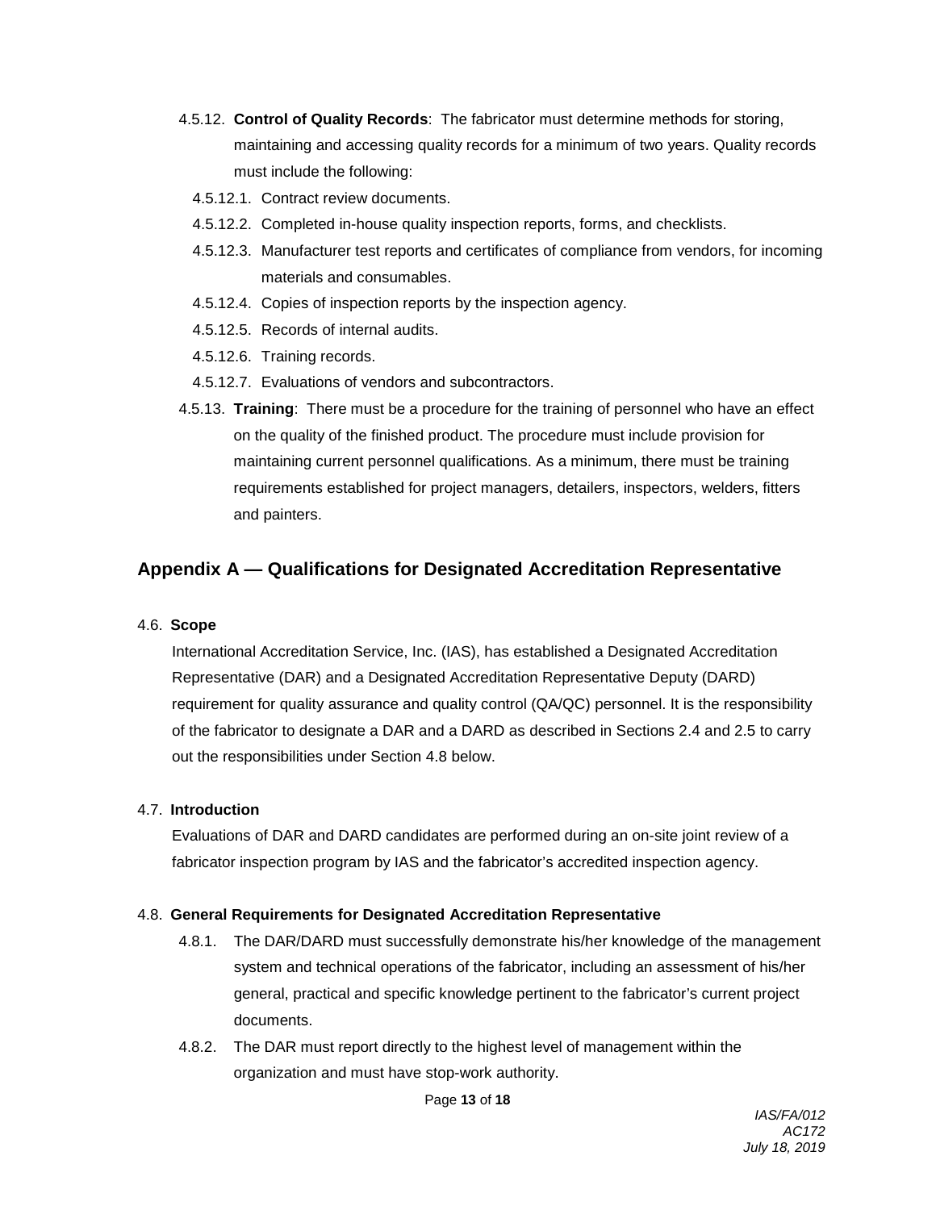4.5.12. **Control of Quality Records**: The fabricator must determine methods for storing, maintaining and accessing quality records for a minimum of two years. Quality records must include the following:

- 4.5.12.1. Contract review documents.
- 4.5.12.2. Completed in-house quality inspection reports, forms, and checklists.
- 4.5.12.3. Manufacturer test reports and certificates of compliance from vendors, for incoming materials and consumables.
- 4.5.12.4. Copies of inspection reports by the inspection agency.
- 4.5.12.5. Records of internal audits.
- 4.5.12.6. Training records.
- 4.5.12.7. Evaluations of vendors and subcontractors.

4.5.13. **Training**: There must be a procedure for the training of personnel who have an effect on the quality of the finished product. The procedure must include provision for maintaining current personnel qualifications. As a minimum, there must be training requirements established for project managers, detailers, inspectors, welders, fitters and painters.

## Appendix A — Qualifications for Designated Accreditation Representative

### 4.6. Scope

International Accreditation Service, Inc. (IAS), has established a Designated Accreditation Representative (DAR) and a Designated Accreditation Representative Deputy (DARD) requirement for quality assurance and quality control (QA/QC) personnel. It is the responsibility of the fabricator to designate a DAR and a DARD as described in Sections 2.4 and 2.5 to carry out the responsibilities under Section 4.8 below.

### 4.7. Introduction

Evaluations of DAR and DARD candidates are performed during an on-site joint review of a fabricator inspection program by IAS and the fabricator's accredited inspection agency.

### 4.8. General Requirements for Designated Accreditation Representative

4.8.1. The DAR/DARD must successfully demonstrate his/her knowledge of the management system and technical operations of the fabricator, including an assessment of his/her general, practical and specific knowledge pertinent to the fabricator's current project documents.

4.8.2. The DAR must report directly to the highest level of management within the organization and must have stop-work authority.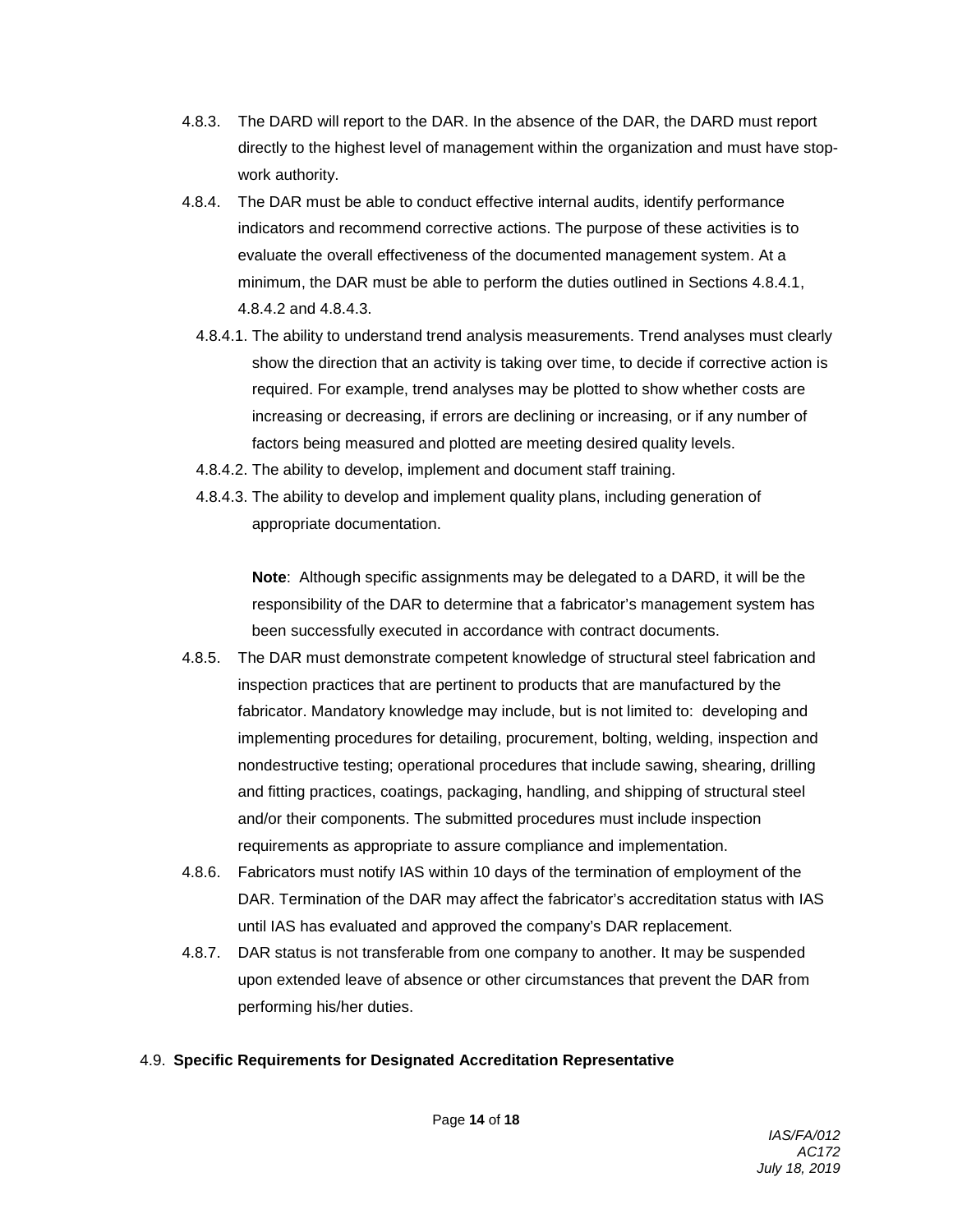4.8.3. The DARD will report to the DAR. In the absence of the DAR, the DARD must report directly to the highest level of management within the organization and must have stop-work authority.

4.8.4. The DAR must be able to conduct effective internal audits, identify performance indicators and recommend corrective actions. The purpose of these activities is to evaluate the overall effectiveness of the documented management system. At a minimum, the DAR must be able to perform the duties outlined in Sections 4.8.4.1, 4.8.4.2 and 4.8.4.3.

4.8.4.1. The ability to understand trend analysis measurements. Trend analyses must clearly show the direction that an activity is taking over time, to decide if corrective action is required. For example, trend analyses may be plotted to show whether costs are increasing or decreasing, if errors are declining or increasing, or if any number of factors being measured and plotted are meeting desired quality levels.

4.8.4.2. The ability to develop, implement and document staff training.

4.8.4.3. The ability to develop and implement quality plans, including generation of appropriate documentation.

**Note**: Although specific assignments may be delegated to a DARD, it will be the responsibility of the DAR to determine that a fabricator's management system has been successfully executed in accordance with contract documents.

4.8.5. The DAR must demonstrate competent knowledge of structural steel fabrication and inspection practices that are pertinent to products that are manufactured by the fabricator. Mandatory knowledge may include, but is not limited to: developing and implementing procedures for detailing, procurement, bolting, welding, inspection and nondestructive testing; operational procedures that include sawing, shearing, drilling and fitting practices, coatings, packaging, handling, and shipping of structural steel and/or their components. The submitted procedures must include inspection requirements as appropriate to assure compliance and implementation.

4.8.6. Fabricators must notify IAS within 10 days of the termination of employment of the DAR. Termination of the DAR may affect the fabricator's accreditation status with IAS until IAS has evaluated and approved the company's DAR replacement.

4.8.7. DAR status is not transferable from one company to another. It may be suspended upon extended leave of absence or other circumstances that prevent the DAR from performing his/her duties.

4.9. **Specific Requirements for Designated Accreditation Representative**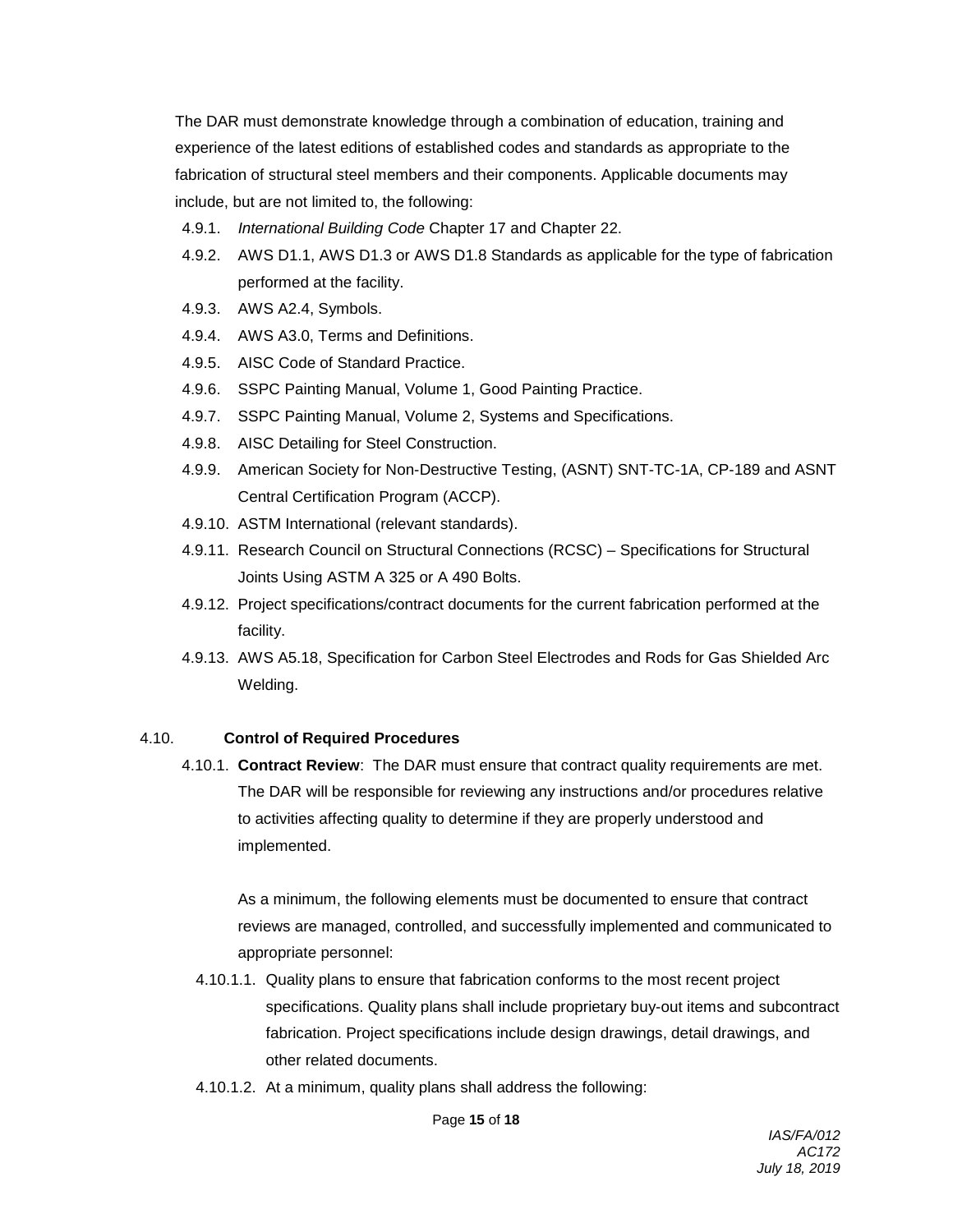The DAR must demonstrate knowledge through a combination of education, training and experience of the latest editions of established codes and standards as appropriate to the fabrication of structural steel members and their components. Applicable documents may include, but are not limited to, the following:

- 4.9.1. *International Building Code* Chapter 17 and Chapter 22.
- 4.9.2. AWS D1.1, AWS D1.3 or AWS D1.8 Standards as applicable for the type of fabrication performed at the facility.
- 4.9.3. AWS A2.4, Symbols.
- 4.9.4. AWS A3.0, Terms and Definitions.
- 4.9.5. AISC Code of Standard Practice.
- 4.9.6. SSPC Painting Manual, Volume 1, Good Painting Practice.
- 4.9.7. SSPC Painting Manual, Volume 2, Systems and Specifications.
- 4.9.8. AISC Detailing for Steel Construction.
- 4.9.9. American Society for Non-Destructive Testing, (ASNT) SNT-TC-1A, CP-189 and ASNT Central Certification Program (ACCP).
- 4.9.10. ASTM International (relevant standards).
- 4.9.11. Research Council on Structural Connections (RCSC) – Specifications for Structural Joints Using ASTM A 325 or A 490 Bolts.
- 4.9.12. Project specifications/contract documents for the current fabrication performed at the facility.
- 4.9.13. AWS A5.18, Specification for Carbon Steel Electrodes and Rods for Gas Shielded Arc Welding.

### 4.10. Control of Required Procedures

4.10.1. **Contract Review**: The DAR must ensure that contract quality requirements are met. The DAR will be responsible for reviewing any instructions and/or procedures relative to activities affecting quality to determine if they are properly understood and implemented.

As a minimum, the following elements must be documented to ensure that contract reviews are managed, controlled, and successfully implemented and communicated to appropriate personnel:

- 4.10.1.1. Quality plans to ensure that fabrication conforms to the most recent project specifications. Quality plans shall include proprietary buy-out items and subcontract fabrication. Project specifications include design drawings, detail drawings, and other related documents.
- 4.10.1.2. At a minimum, quality plans shall address the following: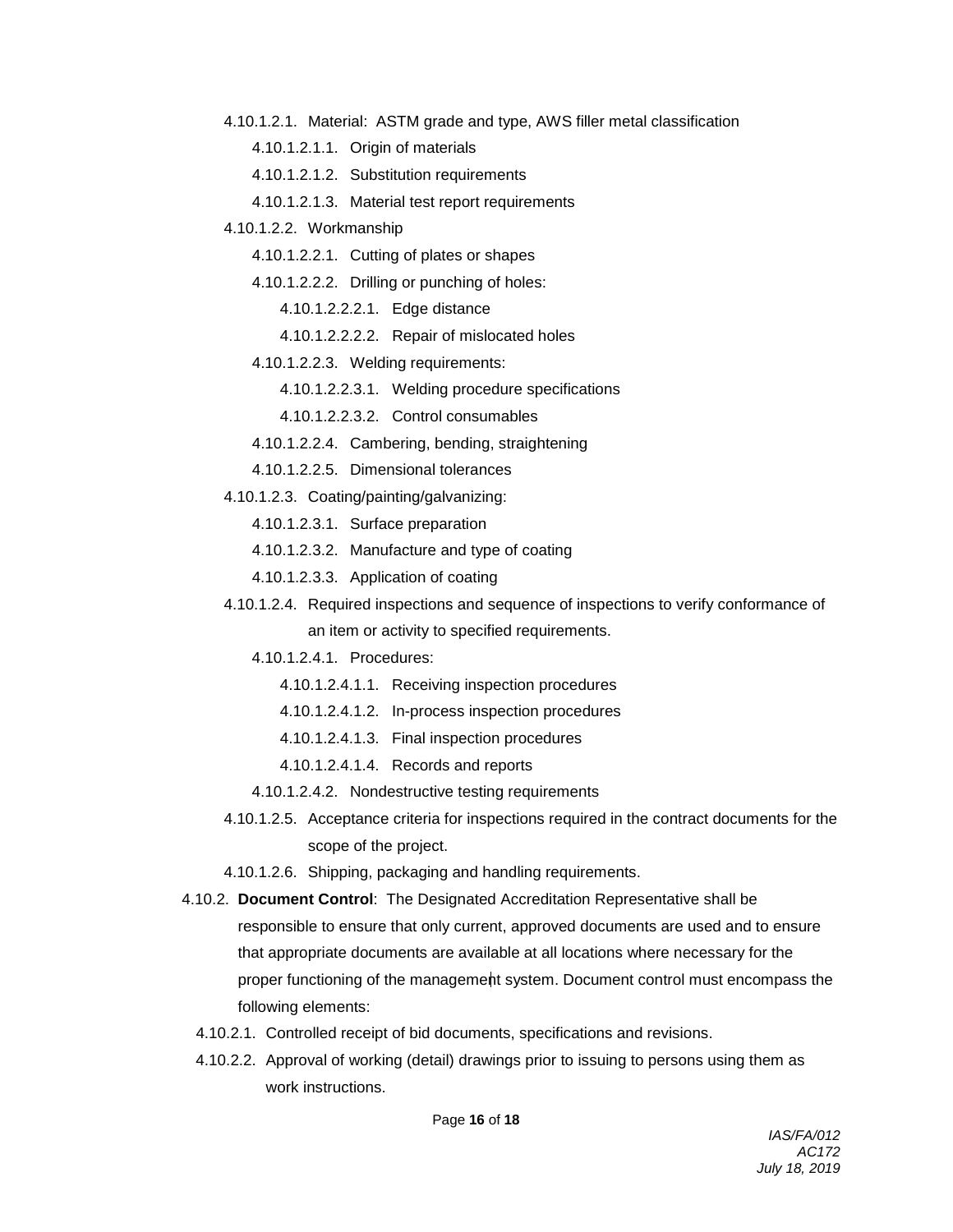4.10.1.2.1. Material: ASTM grade and type, AWS filler metal classification

4.10.1.2.1.1. Origin of materials

4.10.1.2.1.2. Substitution requirements

4.10.1.2.1.3. Material test report requirements

4.10.1.2.2. Workmanship

4.10.1.2.2.1. Cutting of plates or shapes

4.10.1.2.2.2. Drilling or punching of holes:

4.10.1.2.2.2.1. Edge distance

4.10.1.2.2.2.2. Repair of mislocated holes

4.10.1.2.2.3. Welding requirements:

4.10.1.2.2.3.1. Welding procedure specifications

4.10.1.2.2.3.2. Control consumables

4.10.1.2.2.4. Cambering, bending, straightening

4.10.1.2.2.5. Dimensional tolerances

4.10.1.2.3. Coating/painting/galvanizing:

4.10.1.2.3.1. Surface preparation

4.10.1.2.3.2. Manufacture and type of coating

4.10.1.2.3.3. Application of coating

4.10.1.2.4. Required inspections and sequence of inspections to verify conformance of an item or activity to specified requirements.

4.10.1.2.4.1. Procedures:

4.10.1.2.4.1.1. Receiving inspection procedures

4.10.1.2.4.1.2. In-process inspection procedures

4.10.1.2.4.1.3. Final inspection procedures

4.10.1.2.4.1.4. Records and reports

4.10.1.2.4.2. Nondestructive testing requirements

4.10.1.2.5. Acceptance criteria for inspections required in the contract documents for the scope of the project.

4.10.1.2.6. Shipping, packaging and handling requirements.

4.10.2. **Document Control**: The Designated Accreditation Representative shall be responsible to ensure that only current, approved documents are used and to ensure that appropriate documents are available at all locations where necessary for the proper functioning of the management system. Document control must encompass the following elements:

4.10.2.1. Controlled receipt of bid documents, specifications and revisions.

4.10.2.2. Approval of working (detail) drawings prior to issuing to persons using them as work instructions.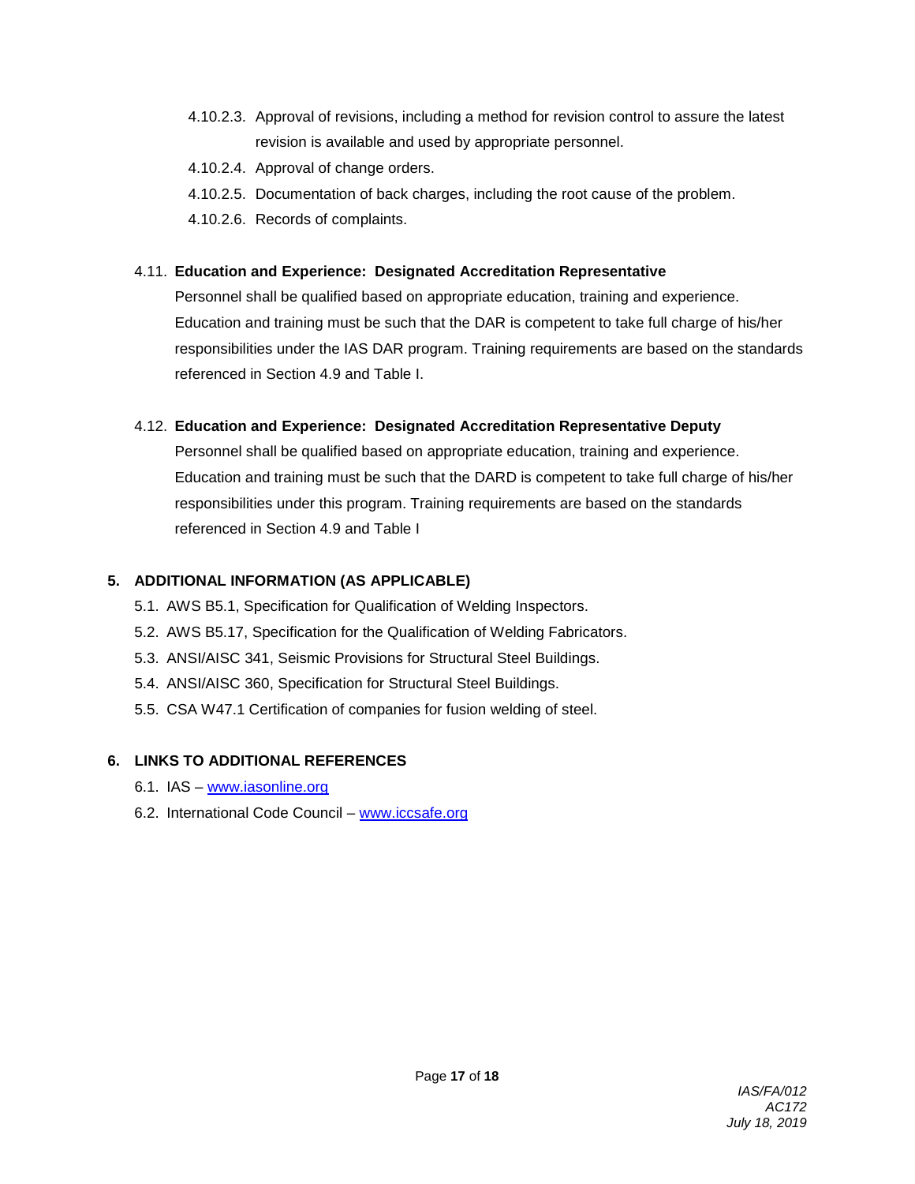4.10.2.3. Approval of revisions, including a method for revision control to assure the latest revision is available and used by appropriate personnel.

4.10.2.4. Approval of change orders.

4.10.2.5. Documentation of back charges, including the root cause of the problem.

4.10.2.6. Records of complaints.

4.11. **Education and Experience: Designated Accreditation Representative**

Personnel shall be qualified based on appropriate education, training and experience. Education and training must be such that the DAR is competent to take full charge of his/her responsibilities under the IAS DAR program. Training requirements are based on the standards referenced in Section 4.9 and Table I.

4.12. **Education and Experience: Designated Accreditation Representative Deputy**

Personnel shall be qualified based on appropriate education, training and experience. Education and training must be such that the DARD is competent to take full charge of his/her responsibilities under this program. Training requirements are based on the standards referenced in Section 4.9 and Table I

## 5. ADDITIONAL INFORMATION (AS APPLICABLE)

5.1. AWS B5.1, Specification for Qualification of Welding Inspectors.

5.2. AWS B5.17, Specification for the Qualification of Welding Fabricators.

5.3. ANSI/AISC 341, Seismic Provisions for Structural Steel Buildings.

5.4. ANSI/AISC 360, Specification for Structural Steel Buildings.

5.5. CSA W47.1 Certification of companies for fusion welding of steel.

## 6. LINKS TO ADDITIONAL REFERENCES

6.1. IAS – [www.iasonline.org](http://www.iasonline.org)

6.2. International Code Council – [www.iccsafe.org](http://www.iccsafe.org)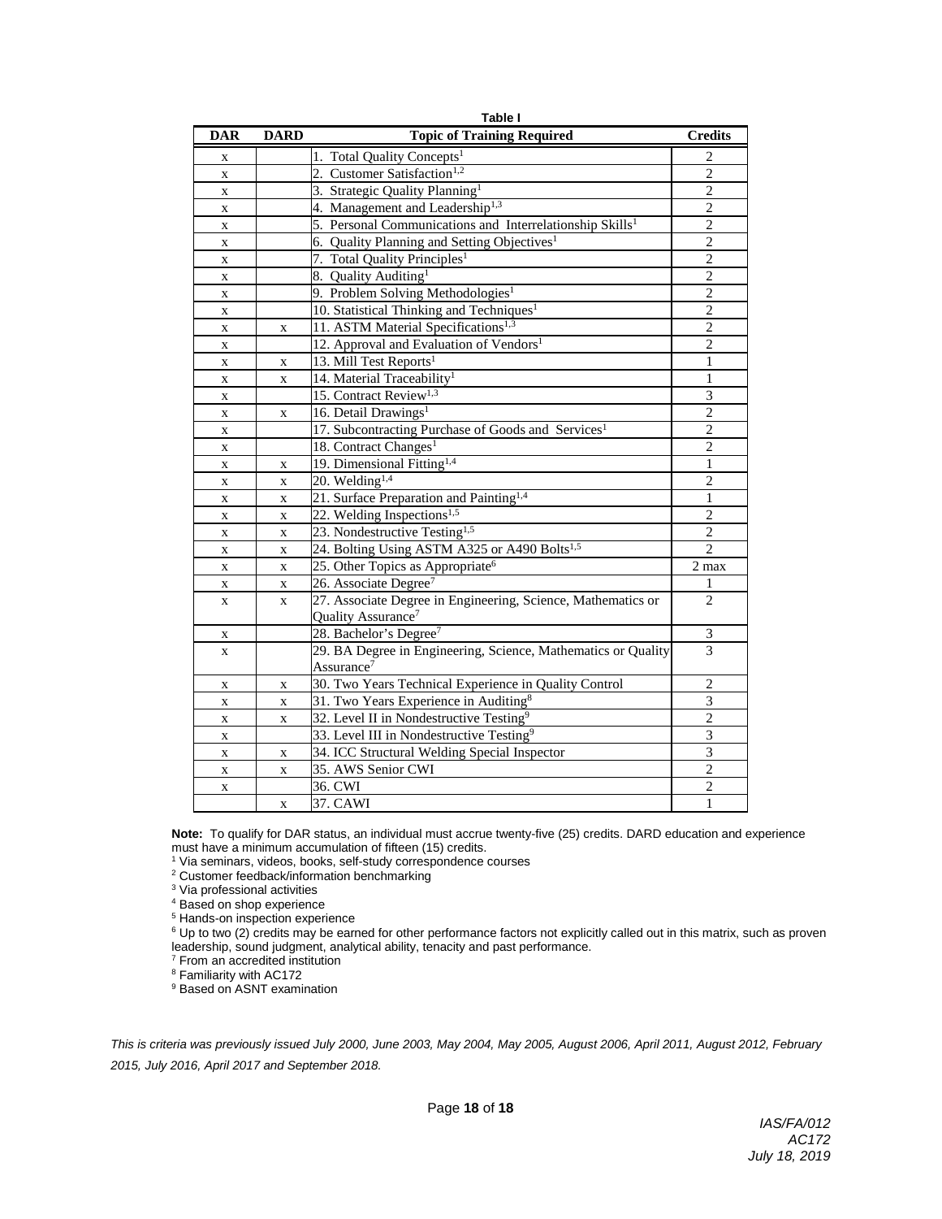**Table I**

| DAR | DARD | Topic of Training Required | Credits |
|---|---|---|---|
| x | | 1. Total Quality Concepts[1] | 2 |
| x | | 2. Customer Satisfaction[1,2] | 2 |
| x | | 3. Strategic Quality Planning[1] | 2 |
| x | | 4. Management and Leadership[1,3] | 2 |
| x | | 5. Personal Communications and Interrelationship Skills[1] | 2 |
| x | | 6. Quality Planning and Setting Objectives[1] | 2 |
| x | | 7. Total Quality Principles[1] | 2 |
| x | | 8. Quality Auditing[1] | 2 |
| x | | 9. Problem Solving Methodologies[1] | 2 |
| x | | 10. Statistical Thinking and Techniques[1] | 2 |
| x | x | 11. ASTM Material Specifications[1,3] | 2 |
| x | | 12. Approval and Evaluation of Vendors[1] | 2 |
| x | x | 13. Mill Test Reports[1] | 1 |
| x | x | 14. Material Traceability[1] | 1 |
| x | | 15. Contract Review[1,3] | 3 |
| x | x | 16. Detail Drawings[1] | 2 |
| x | | 17. Subcontracting Purchase of Goods and Services[1] | 2 |
| x | | 18. Contract Changes[1] | 2 |
| x | x | 19. Dimensional Fitting[1,4] | 1 |
| x | x | 20. Welding[1,4] | 2 |
| x | x | 21. Surface Preparation and Painting[1,4] | 1 |
| x | x | 22. Welding Inspections[1,5] | 2 |
| x | x | 23. Nondestructive Testing[1,5] | 2 |
| x | x | 24. Bolting Using ASTM A325 or A490 Bolts[1,5] | 2 |
| x | x | 25. Other Topics as Appropriate[6] | 2 max |
| x | x | 26. Associate Degree[7] | 1 |
| x | x | 27. Associate Degree in Engineering, Science, Mathematics or Quality Assurance[7] | 2 |
| x | | 28. Bachelor's Degree[7] | 3 |
| x | | 29. BA Degree in Engineering, Science, Mathematics or Quality Assurance[7] | 3 |
| x | x | 30. Two Years Technical Experience in Quality Control | 2 |
| x | x | 31. Two Years Experience in Auditing[8] | 3 |
| x | x | 32. Level II in Nondestructive Testing[9] | 2 |
| x | | 33. Level III in Nondestructive Testing[9] | 3 |
| x | x | 34. ICC Structural Welding Special Inspector | 3 |
| x | x | 35. AWS Senior CWI | 2 |
| x | | 36. CWI | 2 |
| | x | 37. CAWI | 1 |

**Note:** To qualify for DAR status, an individual must accrue twenty-five (25) credits. DARD education and experience must have a minimum accumulation of fifteen (15) credits.

[1] Via seminars, videos, books, self-study correspondence courses
[2] Customer feedback/information benchmarking
[3] Via professional activities
[4] Based on shop experience
[5] Hands-on inspection experience
[6] Up to two (2) credits may be earned for other performance factors not explicitly called out in this matrix, such as proven leadership, sound judgment, analytical ability, tenacity and past performance.
[7] From an accredited institution
[8] Familiarity with AC172
[9] Based on ASNT examination

*This is criteria was previously issued July 2000, June 2003, May 2004, May 2005, August 2006, April 2011, August 2012, February 2015, July 2016, April 2017 and September 2018.*